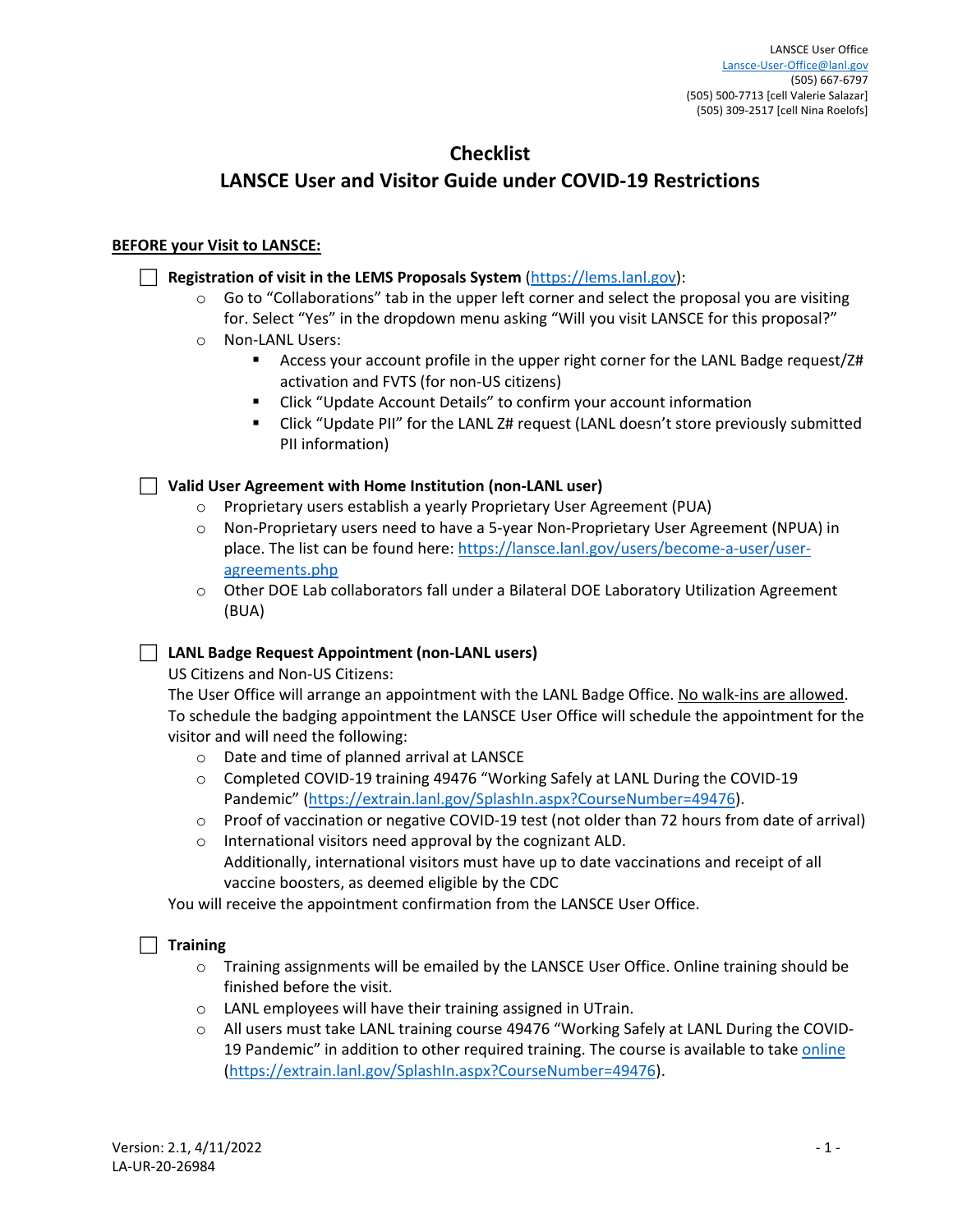LANSCE User Office
Lansce-User-Office@lanl.gov
(505) 667-6797
(505) 500-7713 [cell Valerie Salazar]
(505) 309-2517 [cell Nina Roelofs]

# Checklist
# LANSCE User and Visitor Guide under COVID-19 Restrictions

**BEFORE your Visit to LANSCE:**

- [ ] **Registration of visit in the LEMS Proposals System** (https://lems.lanl.gov):
  - Go to "Collaborations" tab in the upper left corner and select the proposal you are visiting for. Select "Yes" in the dropdown menu asking "Will you visit LANSCE for this proposal?"
  - Non-LANL Users:
    - Access your account profile in the upper right corner for the LANL Badge request/Z# activation and FVTS (for non-US citizens)
    - Click "Update Account Details" to confirm your account information
    - Click "Update PII" for the LANL Z# request (LANL doesn't store previously submitted PII information)

- [ ] **Valid User Agreement with Home Institution (non-LANL user)**
  - Proprietary users establish a yearly Proprietary User Agreement (PUA)
  - Non-Proprietary users need to have a 5-year Non-Proprietary User Agreement (NPUA) in place. The list can be found here: https://lansce.lanl.gov/users/become-a-user/user-agreements.php
  - Other DOE Lab collaborators fall under a Bilateral DOE Laboratory Utilization Agreement (BUA)

- [ ] **LANL Badge Request Appointment (non-LANL users)**

  US Citizens and Non-US Citizens:
  The User Office will arrange an appointment with the LANL Badge Office. No walk-ins are allowed. To schedule the badging appointment the LANSCE User Office will schedule the appointment for the visitor and will need the following:
  - Date and time of planned arrival at LANSCE
  - Completed COVID-19 training 49476 "Working Safely at LANL During the COVID-19 Pandemic" (https://extrain.lanl.gov/SplashIn.aspx?CourseNumber=49476).
  - Proof of vaccination or negative COVID-19 test (not older than 72 hours from date of arrival)
  - International visitors need approval by the cognizant ALD.
    Additionally, international visitors must have up to date vaccinations and receipt of all vaccine boosters, as deemed eligible by the CDC

  You will receive the appointment confirmation from the LANSCE User Office.

- [ ] **Training**
  - Training assignments will be emailed by the LANSCE User Office. Online training should be finished before the visit.
  - LANL employees will have their training assigned in UTrain.
  - All users must take LANL training course 49476 "Working Safely at LANL During the COVID-19 Pandemic" in addition to other required training. The course is available to take online (https://extrain.lanl.gov/SplashIn.aspx?CourseNumber=49476).

Version: 2.1, 4/11/2022
LA-UR-20-26984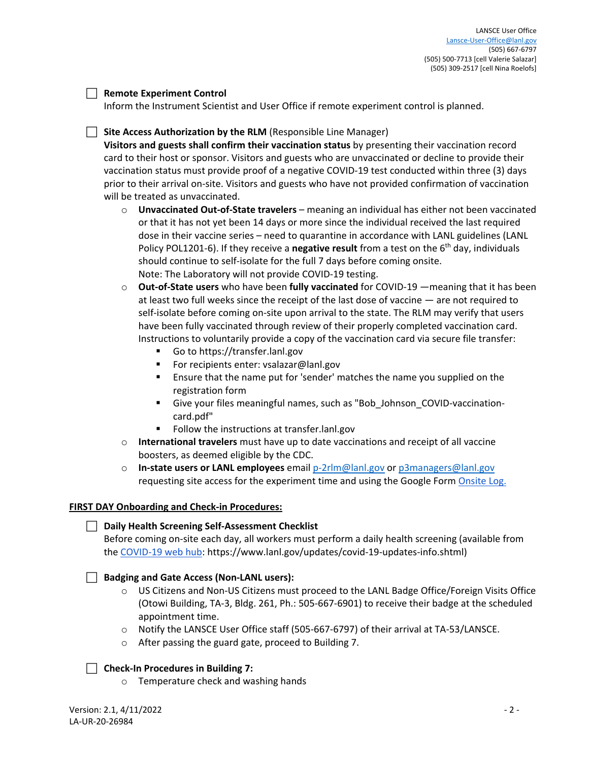- [ ] **Remote Experiment Control**
  Inform the Instrument Scientist and User Office if remote experiment control is planned.

- [ ] **Site Access Authorization by the RLM** (Responsible Line Manager)
  **Visitors and guests shall confirm their vaccination status** by presenting their vaccination record card to their host or sponsor. Visitors and guests who are unvaccinated or decline to provide their vaccination status must provide proof of a negative COVID-19 test conducted within three (3) days prior to their arrival on-site. Visitors and guests who have not provided confirmation of vaccination will be treated as unvaccinated.
  - **Unvaccinated Out-of-State travelers** – meaning an individual has either not been vaccinated or that it has not yet been 14 days or more since the individual received the last required dose in their vaccine series – need to quarantine in accordance with LANL guidelines (LANL Policy POL1201-6). If they receive a **negative result** from a test on the 6th day, individuals should continue to self-isolate for the full 7 days before coming onsite. Note: The Laboratory will not provide COVID-19 testing.
  - **Out-of-State users** who have been **fully vaccinated** for COVID-19 —meaning that it has been at least two full weeks since the receipt of the last dose of vaccine — are not required to self-isolate before coming on-site upon arrival to the state. The RLM may verify that users have been fully vaccinated through review of their properly completed vaccination card. Instructions to voluntarily provide a copy of the vaccination card via secure file transfer:
    - Go to https://transfer.lanl.gov
    - For recipients enter: vsalazar@lanl.gov
    - Ensure that the name put for 'sender' matches the name you supplied on the registration form
    - Give your files meaningful names, such as "Bob_Johnson_COVID-vaccination-card.pdf"
    - Follow the instructions at transfer.lanl.gov
  - **International travelers** must have up to date vaccinations and receipt of all vaccine boosters, as deemed eligible by the CDC.
  - **In-state users or LANL employees** email p-2rlm@lanl.gov or p3managers@lanl.gov requesting site access for the experiment time and using the Google Form Onsite Log.

**FIRST DAY Onboarding and Check-in Procedures:**

- [ ] **Daily Health Screening Self-Assessment Checklist**
  Before coming on-site each day, all workers must perform a daily health screening (available from the COVID-19 web hub: https://www.lanl.gov/updates/covid-19-updates-info.shtml)

- [ ] **Badging and Gate Access (Non-LANL users):**
  - US Citizens and Non-US Citizens must proceed to the LANL Badge Office/Foreign Visits Office (Otowi Building, TA-3, Bldg. 261, Ph.: 505-667-6901) to receive their badge at the scheduled appointment time.
  - Notify the LANSCE User Office staff (505-667-6797) of their arrival at TA-53/LANSCE.
  - After passing the guard gate, proceed to Building 7.

- [ ] **Check-In Procedures in Building 7:**
  - Temperature check and washing hands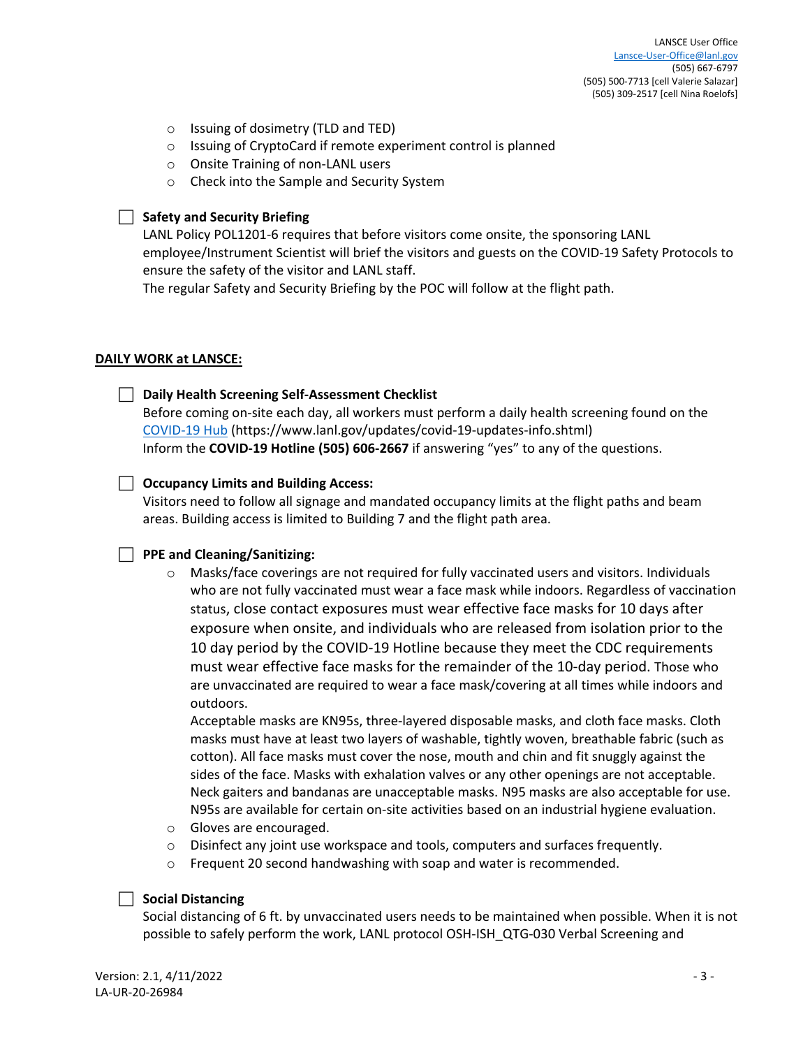- Issuing of dosimetry (TLD and TED)
- Issuing of CryptoCard if remote experiment control is planned
- Onsite Training of non-LANL users
- Check into the Sample and Security System

☐ **Safety and Security Briefing**
LANL Policy POL1201-6 requires that before visitors come onsite, the sponsoring LANL employee/Instrument Scientist will brief the visitors and guests on the COVID-19 Safety Protocols to ensure the safety of the visitor and LANL staff.
The regular Safety and Security Briefing by the POC will follow at the flight path.

**DAILY WORK at LANSCE:**

☐ **Daily Health Screening Self-Assessment Checklist**
Before coming on-site each day, all workers must perform a daily health screening found on the [COVID-19 Hub](https://www.lanl.gov/updates/covid-19-updates-info.shtml) (https://www.lanl.gov/updates/covid-19-updates-info.shtml)
Inform the **COVID-19 Hotline (505) 606-2667** if answering "yes" to any of the questions.

☐ **Occupancy Limits and Building Access:**
Visitors need to follow all signage and mandated occupancy limits at the flight paths and beam areas. Building access is limited to Building 7 and the flight path area.

☐ **PPE and Cleaning/Sanitizing:**

- Masks/face coverings are not required for fully vaccinated users and visitors. Individuals who are not fully vaccinated must wear a face mask while indoors. Regardless of vaccination status, close contact exposures must wear effective face masks for 10 days after exposure when onsite, and individuals who are released from isolation prior to the 10 day period by the COVID-19 Hotline because they meet the CDC requirements must wear effective face masks for the remainder of the 10-day period. Those who are unvaccinated are required to wear a face mask/covering at all times while indoors and outdoors.
  Acceptable masks are KN95s, three-layered disposable masks, and cloth face masks. Cloth masks must have at least two layers of washable, tightly woven, breathable fabric (such as cotton). All face masks must cover the nose, mouth and chin and fit snuggly against the sides of the face. Masks with exhalation valves or any other openings are not acceptable. Neck gaiters and bandanas are unacceptable masks. N95 masks are also acceptable for use. N95s are available for certain on-site activities based on an industrial hygiene evaluation.
- Gloves are encouraged.
- Disinfect any joint use workspace and tools, computers and surfaces frequently.
- Frequent 20 second handwashing with soap and water is recommended.

☐ **Social Distancing**
Social distancing of 6 ft. by unvaccinated users needs to be maintained when possible. When it is not possible to safely perform the work, LANL protocol OSH-ISH_QTG-030 Verbal Screening and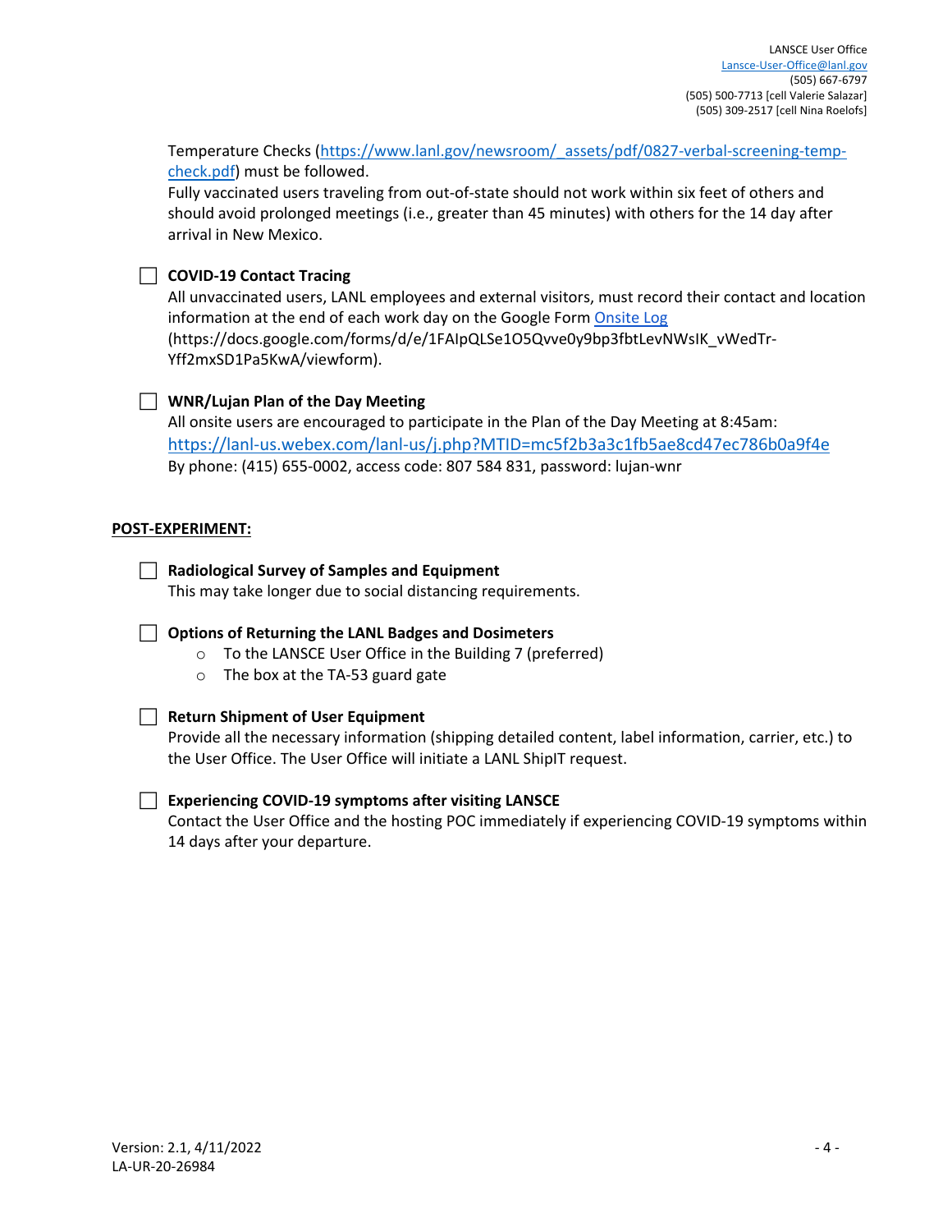Temperature Checks (https://www.lanl.gov/newsroom/_assets/pdf/0827-verbal-screening-temp-check.pdf) must be followed.
Fully vaccinated users traveling from out-of-state should not work within six feet of others and should avoid prolonged meetings (i.e., greater than 45 minutes) with others for the 14 day after arrival in New Mexico.

☐ **COVID-19 Contact Tracing**
All unvaccinated users, LANL employees and external visitors, must record their contact and location information at the end of each work day on the Google Form Onsite Log (https://docs.google.com/forms/d/e/1FAIpQLSe1O5Qvve0y9bp3fbtLevNWsIK_vWedTr-Yff2mxSD1Pa5KwA/viewform).

☐ **WNR/Lujan Plan of the Day Meeting**
All onsite users are encouraged to participate in the Plan of the Day Meeting at 8:45am:
https://lanl-us.webex.com/lanl-us/j.php?MTID=mc5f2b3a3c1fb5ae8cd47ec786b0a9f4e
By phone: (415) 655-0002, access code: 807 584 831, password: lujan-wnr

**POST-EXPERIMENT:**

☐ **Radiological Survey of Samples and Equipment**
This may take longer due to social distancing requirements.

☐ **Options of Returning the LANL Badges and Dosimeters**
- To the LANSCE User Office in the Building 7 (preferred)
- The box at the TA-53 guard gate

☐ **Return Shipment of User Equipment**
Provide all the necessary information (shipping detailed content, label information, carrier, etc.) to the User Office. The User Office will initiate a LANL ShipIT request.

☐ **Experiencing COVID-19 symptoms after visiting LANSCE**
Contact the User Office and the hosting POC immediately if experiencing COVID-19 symptoms within 14 days after your departure.